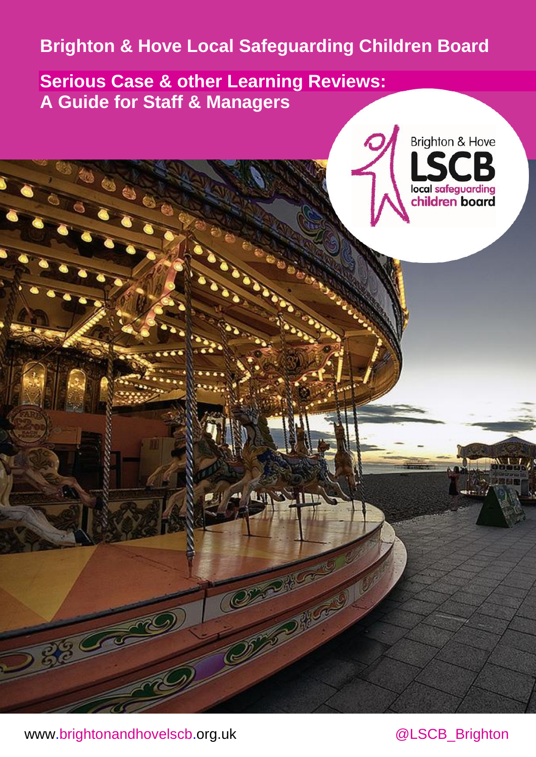# Brighton & Hove Local Safeguarding Children Board

## Serious Case & other Learning Reviews: A Guide for Staff & Managers

Brighton & Hove LSCB local safeguarding children board

www.brightonandhovelscb.org.uk

@LSCB_Brighton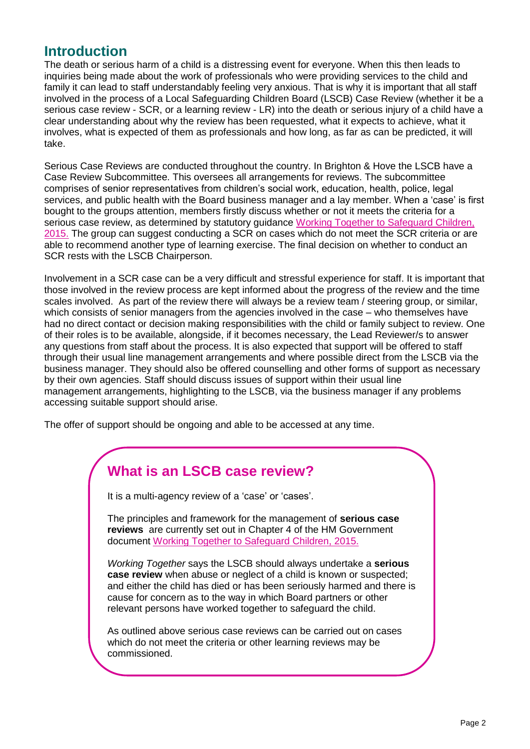## Introduction

The death or serious harm of a child is a distressing event for everyone. When this then leads to inquiries being made about the work of professionals who were providing services to the child and family it can lead to staff understandably feeling very anxious. That is why it is important that all staff involved in the process of a Local Safeguarding Children Board (LSCB) Case Review (whether it be a serious case review - SCR, or a learning review - LR) into the death or serious injury of a child have a clear understanding about why the review has been requested, what it expects to achieve, what it involves, what is expected of them as professionals and how long, as far as can be predicted, it will take.

Serious Case Reviews are conducted throughout the country. In Brighton & Hove the LSCB have a Case Review Subcommittee. This oversees all arrangements for reviews. The subcommittee comprises of senior representatives from children's social work, education, health, police, legal services, and public health with the Board business manager and a lay member. When a 'case' is first bought to the groups attention, members firstly discuss whether or not it meets the criteria for a serious case review, as determined by statutory guidance Working Together to Safeguard Children, 2015. The group can suggest conducting a SCR on cases which do not meet the SCR criteria or are able to recommend another type of learning exercise. The final decision on whether to conduct an SCR rests with the LSCB Chairperson.

Involvement in a SCR case can be a very difficult and stressful experience for staff. It is important that those involved in the review process are kept informed about the progress of the review and the time scales involved. As part of the review there will always be a review team / steering group, or similar, which consists of senior managers from the agencies involved in the case – who themselves have had no direct contact or decision making responsibilities with the child or family subject to review. One of their roles is to be available, alongside, if it becomes necessary, the Lead Reviewer/s to answer any questions from staff about the process. It is also expected that support will be offered to staff through their usual line management arrangements and where possible direct from the LSCB via the business manager. They should also be offered counselling and other forms of support as necessary by their own agencies. Staff should discuss issues of support within their usual line management arrangements, highlighting to the LSCB, via the business manager if any problems accessing suitable support should arise.

The offer of support should be ongoing and able to be accessed at any time.

### What is an LSCB case review?

It is a multi-agency review of a 'case' or 'cases'.

The principles and framework for the management of **serious case reviews** are currently set out in Chapter 4 of the HM Government document Working Together to Safeguard Children, 2015.

*Working Together* says the LSCB should always undertake a **serious case review** when abuse or neglect of a child is known or suspected; and either the child has died or has been seriously harmed and there is cause for concern as to the way in which Board partners or other relevant persons have worked together to safeguard the child.

As outlined above serious case reviews can be carried out on cases which do not meet the criteria or other learning reviews may be commissioned.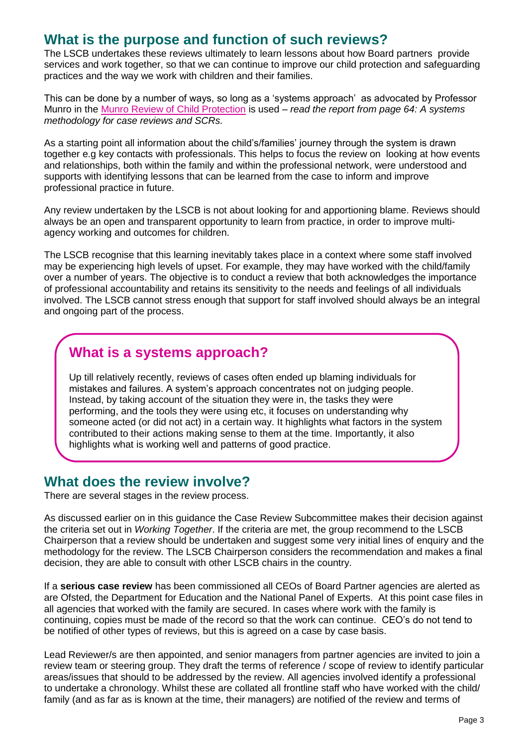## What is the purpose and function of such reviews?

The LSCB undertakes these reviews ultimately to learn lessons about how Board partners provide services and work together, so that we can continue to improve our child protection and safeguarding practices and the way we work with children and their families.

This can be done by a number of ways, so long as a 'systems approach' as advocated by Professor Munro in the Munro Review of Child Protection is used – *read the report from page 64: A systems methodology for case reviews and SCRs.*

As a starting point all information about the child's/families' journey through the system is drawn together e.g key contacts with professionals. This helps to focus the review on looking at how events and relationships, both within the family and within the professional network, were understood and supports with identifying lessons that can be learned from the case to inform and improve professional practice in future.

Any review undertaken by the LSCB is not about looking for and apportioning blame. Reviews should always be an open and transparent opportunity to learn from practice, in order to improve multi-agency working and outcomes for children.

The LSCB recognise that this learning inevitably takes place in a context where some staff involved may be experiencing high levels of upset. For example, they may have worked with the child/family over a number of years. The objective is to conduct a review that both acknowledges the importance of professional accountability and retains its sensitivity to the needs and feelings of all individuals involved. The LSCB cannot stress enough that support for staff involved should always be an integral and ongoing part of the process.

### What is a systems approach?

Up till relatively recently, reviews of cases often ended up blaming individuals for mistakes and failures. A system's approach concentrates not on judging people. Instead, by taking account of the situation they were in, the tasks they were performing, and the tools they were using etc, it focuses on understanding why someone acted (or did not act) in a certain way. It highlights what factors in the system contributed to their actions making sense to them at the time. Importantly, it also highlights what is working well and patterns of good practice.

## What does the review involve?

There are several stages in the review process.

As discussed earlier on in this guidance the Case Review Subcommittee makes their decision against the criteria set out in *Working Together*. If the criteria are met, the group recommend to the LSCB Chairperson that a review should be undertaken and suggest some very initial lines of enquiry and the methodology for the review. The LSCB Chairperson considers the recommendation and makes a final decision, they are able to consult with other LSCB chairs in the country.

If a **serious case review** has been commissioned all CEOs of Board Partner agencies are alerted as are Ofsted, the Department for Education and the National Panel of Experts. At this point case files in all agencies that worked with the family are secured. In cases where work with the family is continuing, copies must be made of the record so that the work can continue. CEO's do not tend to be notified of other types of reviews, but this is agreed on a case by case basis.

Lead Reviewer/s are then appointed, and senior managers from partner agencies are invited to join a review team or steering group. They draft the terms of reference / scope of review to identify particular areas/issues that should to be addressed by the review. All agencies involved identify a professional to undertake a chronology. Whilst these are collated all frontline staff who have worked with the child/ family (and as far as is known at the time, their managers) are notified of the review and terms of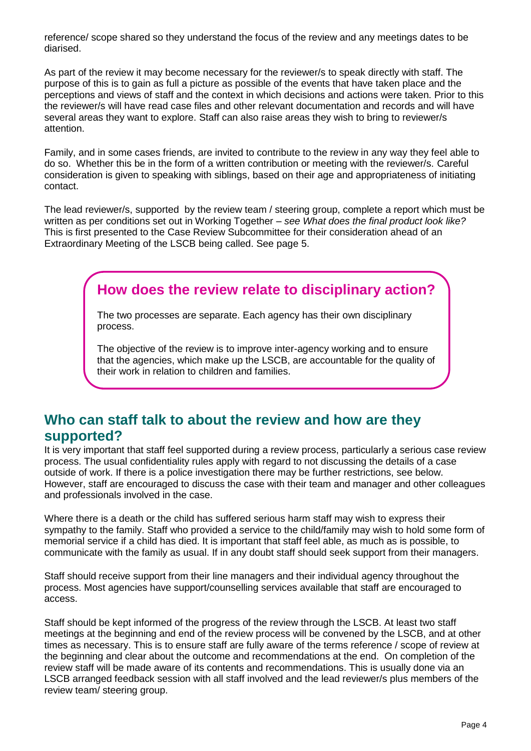reference/ scope shared so they understand the focus of the review and any meetings dates to be diarised.

As part of the review it may become necessary for the reviewer/s to speak directly with staff. The purpose of this is to gain as full a picture as possible of the events that have taken place and the perceptions and views of staff and the context in which decisions and actions were taken. Prior to this the reviewer/s will have read case files and other relevant documentation and records and will have several areas they want to explore. Staff can also raise areas they wish to bring to reviewer/s attention.

Family, and in some cases friends, are invited to contribute to the review in any way they feel able to do so. Whether this be in the form of a written contribution or meeting with the reviewer/s. Careful consideration is given to speaking with siblings, based on their age and appropriateness of initiating contact.

The lead reviewer/s, supported by the review team / steering group, complete a report which must be written as per conditions set out in Working Together – *see What does the final product look like?* This is first presented to the Case Review Subcommittee for their consideration ahead of an Extraordinary Meeting of the LSCB being called. See page 5.

## How does the review relate to disciplinary action?

The two processes are separate. Each agency has their own disciplinary process.

The objective of the review is to improve inter-agency working and to ensure that the agencies, which make up the LSCB, are accountable for the quality of their work in relation to children and families.

## Who can staff talk to about the review and how are they supported?

It is very important that staff feel supported during a review process, particularly a serious case review process. The usual confidentiality rules apply with regard to not discussing the details of a case outside of work. If there is a police investigation there may be further restrictions, see below. However, staff are encouraged to discuss the case with their team and manager and other colleagues and professionals involved in the case.

Where there is a death or the child has suffered serious harm staff may wish to express their sympathy to the family. Staff who provided a service to the child/family may wish to hold some form of memorial service if a child has died. It is important that staff feel able, as much as is possible, to communicate with the family as usual. If in any doubt staff should seek support from their managers.

Staff should receive support from their line managers and their individual agency throughout the process. Most agencies have support/counselling services available that staff are encouraged to access.

Staff should be kept informed of the progress of the review through the LSCB. At least two staff meetings at the beginning and end of the review process will be convened by the LSCB, and at other times as necessary. This is to ensure staff are fully aware of the terms reference / scope of review at the beginning and clear about the outcome and recommendations at the end. On completion of the review staff will be made aware of its contents and recommendations. This is usually done via an LSCB arranged feedback session with all staff involved and the lead reviewer/s plus members of the review team/ steering group.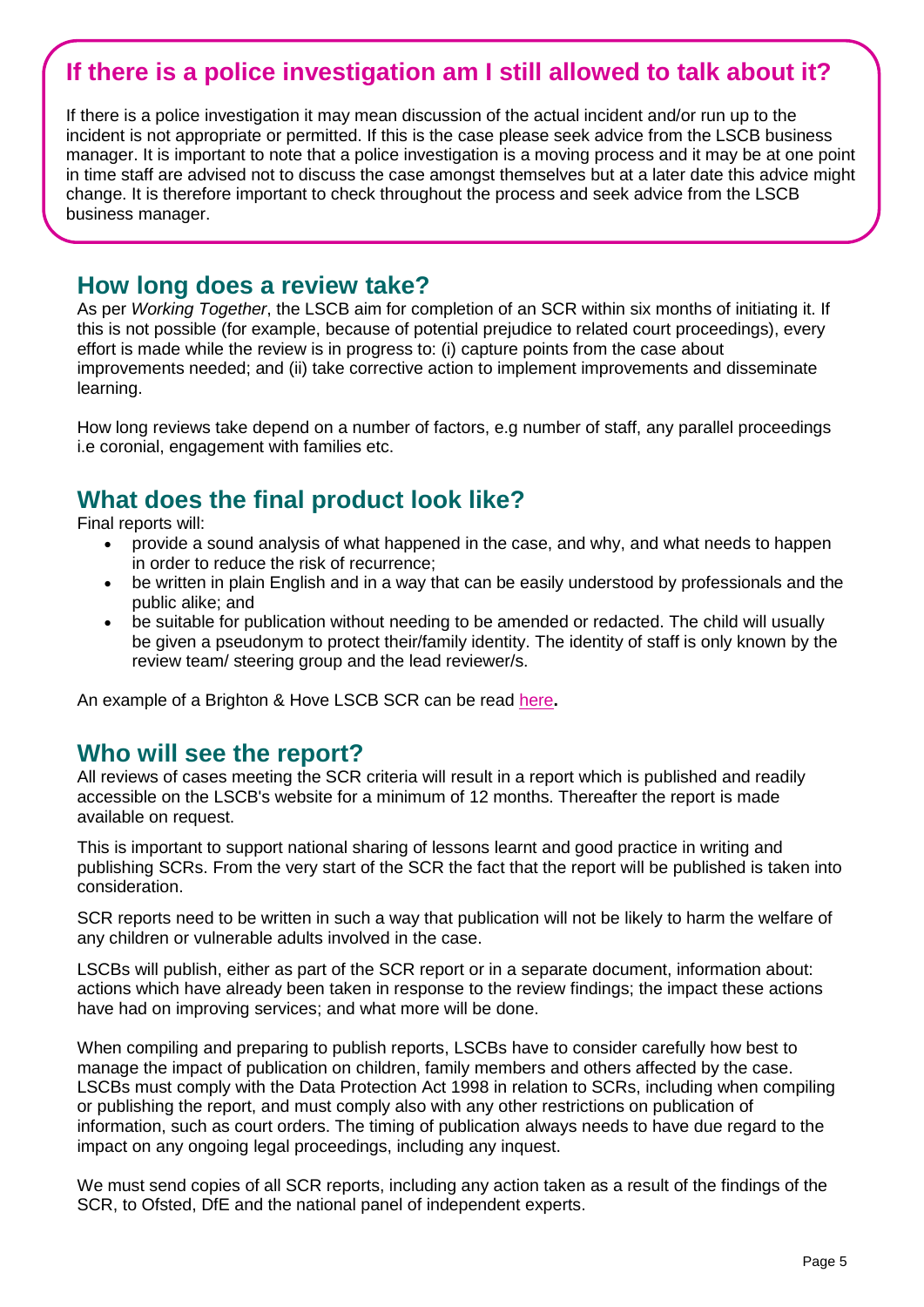## If there is a police investigation am I still allowed to talk about it?

If there is a police investigation it may mean discussion of the actual incident and/or run up to the incident is not appropriate or permitted. If this is the case please seek advice from the LSCB business manager. It is important to note that a police investigation is a moving process and it may be at one point in time staff are advised not to discuss the case amongst themselves but at a later date this advice might change. It is therefore important to check throughout the process and seek advice from the LSCB business manager.

## How long does a review take?

As per *Working Together*, the LSCB aim for completion of an SCR within six months of initiating it. If this is not possible (for example, because of potential prejudice to related court proceedings), every effort is made while the review is in progress to: (i) capture points from the case about improvements needed; and (ii) take corrective action to implement improvements and disseminate learning.

How long reviews take depend on a number of factors, e.g number of staff, any parallel proceedings i.e coronial, engagement with families etc.

## What does the final product look like?

Final reports will:

- provide a sound analysis of what happened in the case, and why, and what needs to happen in order to reduce the risk of recurrence;
- be written in plain English and in a way that can be easily understood by professionals and the public alike; and
- be suitable for publication without needing to be amended or redacted. The child will usually be given a pseudonym to protect their/family identity. The identity of staff is only known by the review team/ steering group and the lead reviewer/s.

An example of a Brighton & Hove LSCB SCR can be read here**.**

## Who will see the report?

All reviews of cases meeting the SCR criteria will result in a report which is published and readily accessible on the LSCB's website for a minimum of 12 months. Thereafter the report is made available on request.

This is important to support national sharing of lessons learnt and good practice in writing and publishing SCRs. From the very start of the SCR the fact that the report will be published is taken into consideration.

SCR reports need to be written in such a way that publication will not be likely to harm the welfare of any children or vulnerable adults involved in the case.

LSCBs will publish, either as part of the SCR report or in a separate document, information about: actions which have already been taken in response to the review findings; the impact these actions have had on improving services; and what more will be done.

When compiling and preparing to publish reports, LSCBs have to consider carefully how best to manage the impact of publication on children, family members and others affected by the case. LSCBs must comply with the Data Protection Act 1998 in relation to SCRs, including when compiling or publishing the report, and must comply also with any other restrictions on publication of information, such as court orders. The timing of publication always needs to have due regard to the impact on any ongoing legal proceedings, including any inquest.

We must send copies of all SCR reports, including any action taken as a result of the findings of the SCR, to Ofsted, DfE and the national panel of independent experts.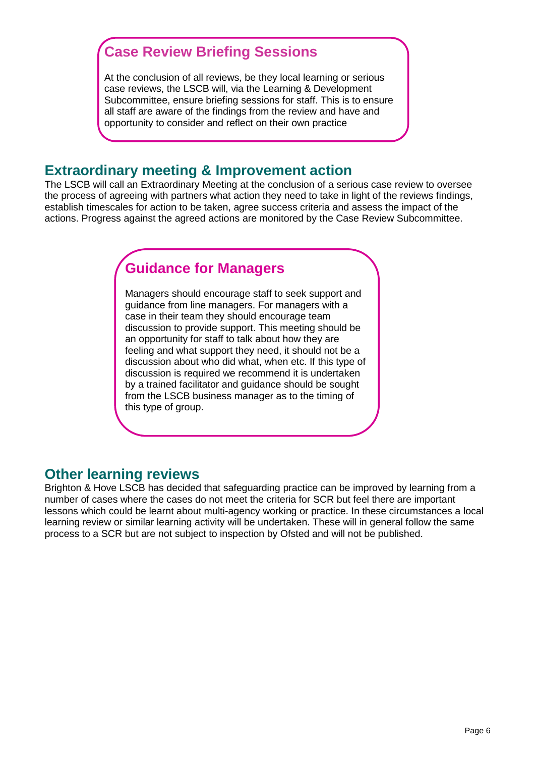## Case Review Briefing Sessions

At the conclusion of all reviews, be they local learning or serious case reviews, the LSCB will, via the Learning & Development Subcommittee, ensure briefing sessions for staff. This is to ensure all staff are aware of the findings from the review and have and opportunity to consider and reflect on their own practice

## Extraordinary meeting & Improvement action

The LSCB will call an Extraordinary Meeting at the conclusion of a serious case review to oversee the process of agreeing with partners what action they need to take in light of the reviews findings, establish timescales for action to be taken, agree success criteria and assess the impact of the actions. Progress against the agreed actions are monitored by the Case Review Subcommittee.

## Guidance for Managers

Managers should encourage staff to seek support and guidance from line managers. For managers with a case in their team they should encourage team discussion to provide support. This meeting should be an opportunity for staff to talk about how they are feeling and what support they need, it should not be a discussion about who did what, when etc. If this type of discussion is required we recommend it is undertaken by a trained facilitator and guidance should be sought from the LSCB business manager as to the timing of this type of group.

## Other learning reviews

Brighton & Hove LSCB has decided that safeguarding practice can be improved by learning from a number of cases where the cases do not meet the criteria for SCR but feel there are important lessons which could be learnt about multi-agency working or practice. In these circumstances a local learning review or similar learning activity will be undertaken. These will in general follow the same process to a SCR but are not subject to inspection by Ofsted and will not be published.